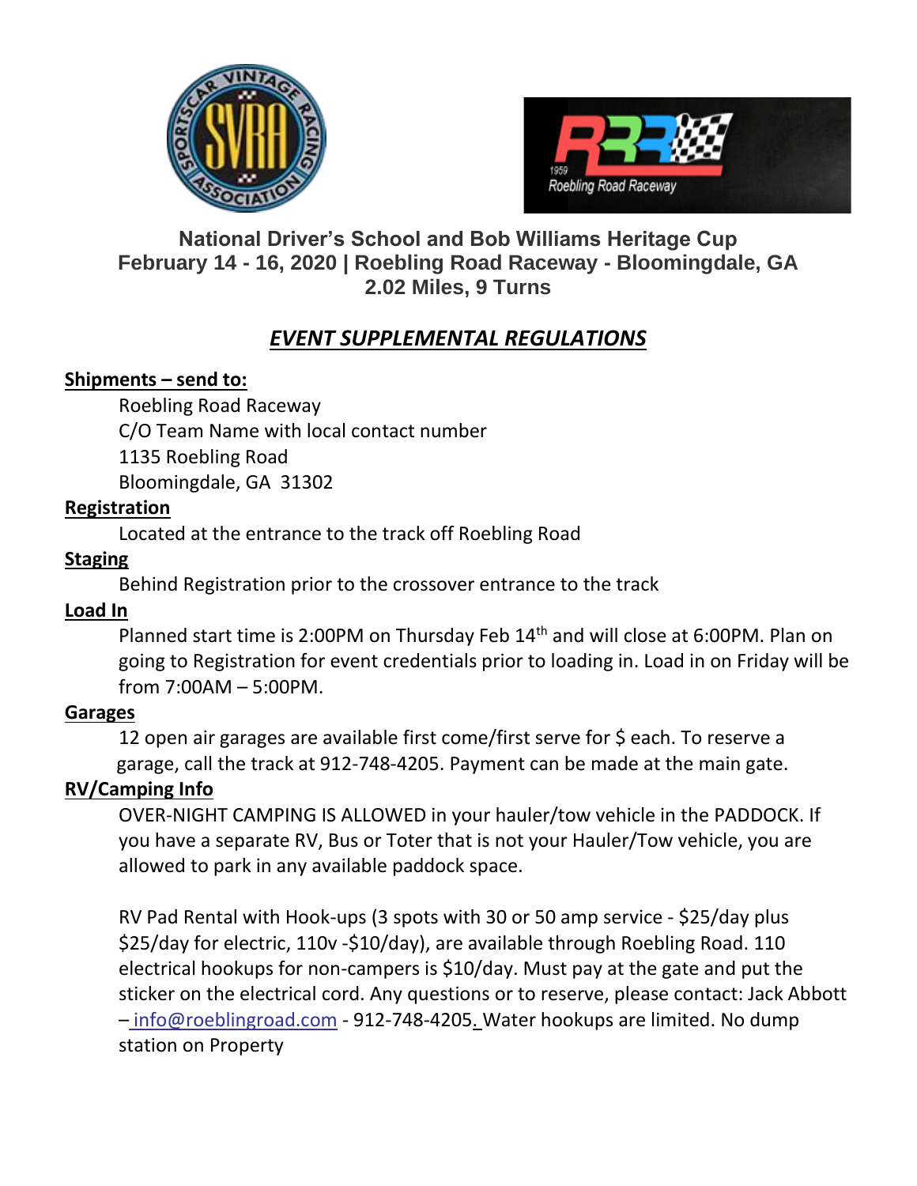**National Driver's School and Bob Williams Heritage Cup**
**February 14 - 16, 2020 | Roebling Road Raceway - Bloomingdale, GA**
**2.02 Miles, 9 Turns**

# *EVENT SUPPLEMENTAL REGULATIONS*

**Shipments – send to:**

Roebling Road Raceway
C/O Team Name with local contact number
1135 Roebling Road
Bloomingdale, GA 31302

**Registration**

Located at the entrance to the track off Roebling Road

**Staging**

Behind Registration prior to the crossover entrance to the track

**Load In**

Planned start time is 2:00PM on Thursday Feb 14th and will close at 6:00PM. Plan on going to Registration for event credentials prior to loading in. Load in on Friday will be from 7:00AM – 5:00PM.

**Garages**

12 open air garages are available first come/first serve for $ each. To reserve a garage, call the track at 912-748-4205. Payment can be made at the main gate.

**RV/Camping Info**

OVER-NIGHT CAMPING IS ALLOWED in your hauler/tow vehicle in the PADDOCK. If you have a separate RV, Bus or Toter that is not your Hauler/Tow vehicle, you are allowed to park in any available paddock space.

RV Pad Rental with Hook-ups (3 spots with 30 or 50 amp service - $25/day plus $25/day for electric, 110v -$10/day), are available through Roebling Road. 110 electrical hookups for non-campers is $10/day. Must pay at the gate and put the sticker on the electrical cord. Any questions or to reserve, please contact: Jack Abbott – info@roeblingroad.com - 912-748-4205. Water hookups are limited. No dump station on Property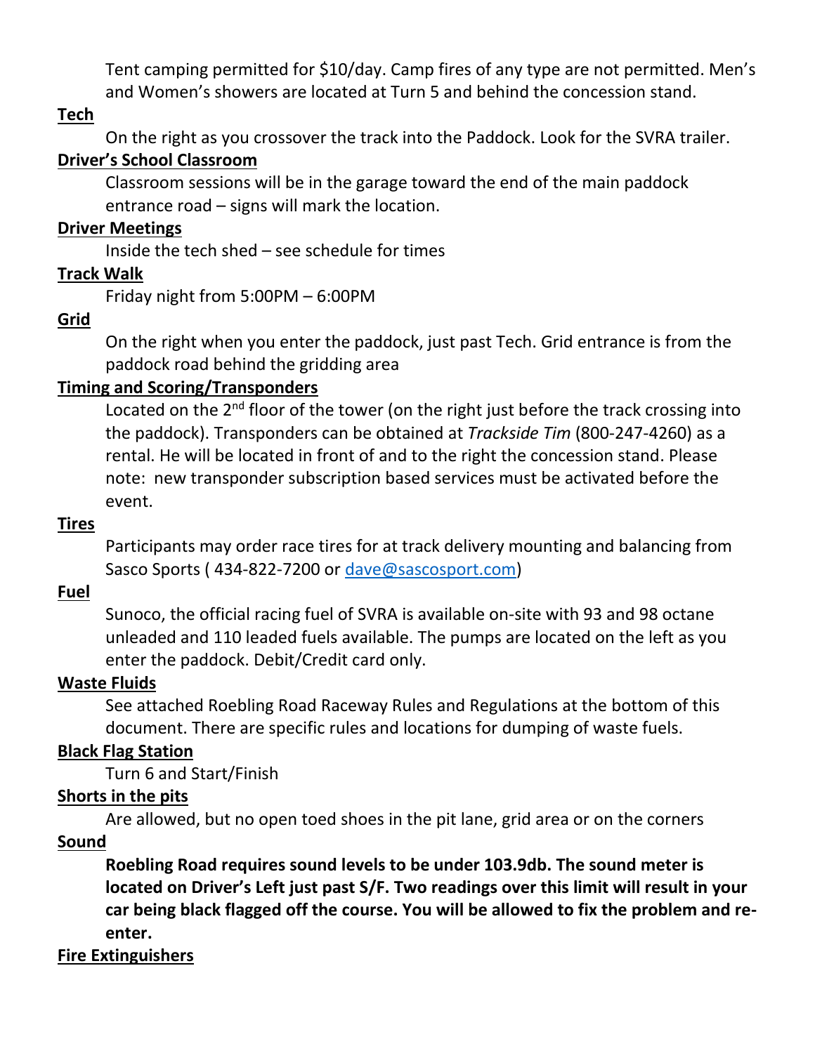Tent camping permitted for $10/day. Camp fires of any type are not permitted. Men's and Women's showers are located at Turn 5 and behind the concession stand.

**Tech**

On the right as you crossover the track into the Paddock. Look for the SVRA trailer.

**Driver's School Classroom**

Classroom sessions will be in the garage toward the end of the main paddock entrance road – signs will mark the location.

**Driver Meetings**

Inside the tech shed – see schedule for times

**Track Walk**

Friday night from 5:00PM – 6:00PM

**Grid**

On the right when you enter the paddock, just past Tech. Grid entrance is from the paddock road behind the gridding area

**Timing and Scoring/Transponders**

Located on the 2nd floor of the tower (on the right just before the track crossing into the paddock). Transponders can be obtained at *Trackside Tim* (800-247-4260) as a rental. He will be located in front of and to the right the concession stand. Please note: new transponder subscription based services must be activated before the event.

**Tires**

Participants may order race tires for at track delivery mounting and balancing from Sasco Sports ( 434-822-7200 or dave@sascosport.com)

**Fuel**

Sunoco, the official racing fuel of SVRA is available on-site with 93 and 98 octane unleaded and 110 leaded fuels available. The pumps are located on the left as you enter the paddock. Debit/Credit card only.

**Waste Fluids**

See attached Roebling Road Raceway Rules and Regulations at the bottom of this document. There are specific rules and locations for dumping of waste fuels.

**Black Flag Station**

Turn 6 and Start/Finish

**Shorts in the pits**

Are allowed, but no open toed shoes in the pit lane, grid area or on the corners

**Sound**

**Roebling Road requires sound levels to be under 103.9db. The sound meter is located on Driver's Left just past S/F. Two readings over this limit will result in your car being black flagged off the course. You will be allowed to fix the problem and re-enter.**

**Fire Extinguishers**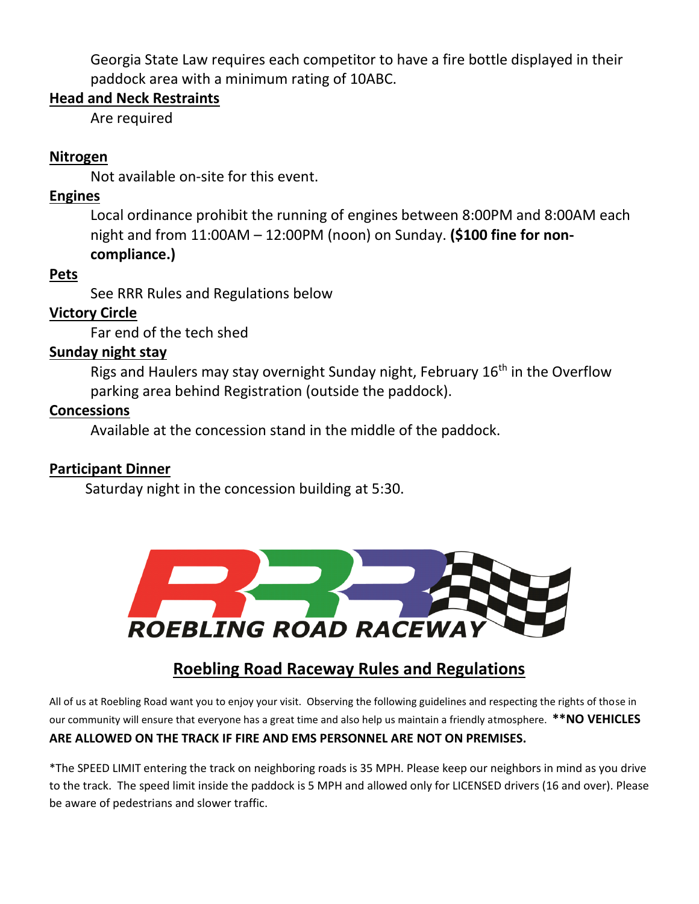Georgia State Law requires each competitor to have a fire bottle displayed in their paddock area with a minimum rating of 10ABC.

**Head and Neck Restraints**

Are required

**Nitrogen**

Not available on-site for this event.

**Engines**

Local ordinance prohibit the running of engines between 8:00PM and 8:00AM each night and from 11:00AM – 12:00PM (noon) on Sunday. **($100 fine for non-compliance.)**

**Pets**

See RRR Rules and Regulations below

**Victory Circle**

Far end of the tech shed

**Sunday night stay**

Rigs and Haulers may stay overnight Sunday night, February 16th in the Overflow parking area behind Registration (outside the paddock).

**Concessions**

Available at the concession stand in the middle of the paddock.

**Participant Dinner**

Saturday night in the concession building at 5:30.

ROEBLING ROAD RACEWAY

## Roebling Road Raceway Rules and Regulations

All of us at Roebling Road want you to enjoy your visit. Observing the following guidelines and respecting the rights of those in our community will ensure that everyone has a great time and also help us maintain a friendly atmosphere. **\*\*NO VEHICLES ARE ALLOWED ON THE TRACK IF FIRE AND EMS PERSONNEL ARE NOT ON PREMISES.**

*The SPEED LIMIT entering the track on neighboring roads is 35 MPH. Please keep our neighbors in mind as you drive to the track. The speed limit inside the paddock is 5 MPH and allowed only for LICENSED drivers (16 and over). Please be aware of pedestrians and slower traffic.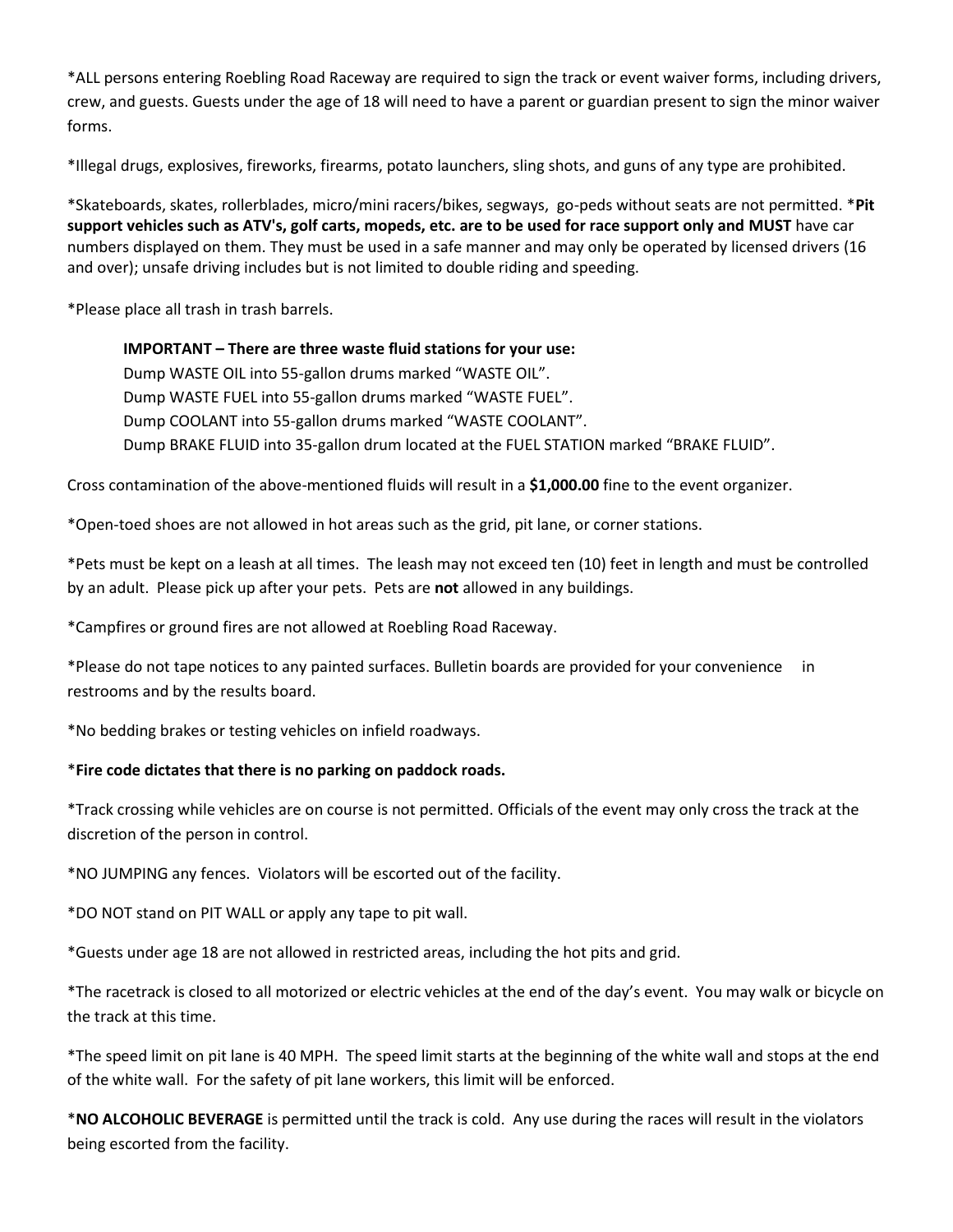*ALL persons entering Roebling Road Raceway are required to sign the track or event waiver forms, including drivers, crew, and guests. Guests under the age of 18 will need to have a parent or guardian present to sign the minor waiver forms.

*Illegal drugs, explosives, fireworks, firearms, potato launchers, sling shots, and guns of any type are prohibited.

*Skateboards, skates, rollerblades, micro/mini racers/bikes, segways, go-peds without seats are not permitted. ***Pit support vehicles such as ATV's, golf carts, mopeds, etc. are to be used for race support only and MUST** have car numbers displayed on them. They must be used in a safe manner and may only be operated by licensed drivers (16 and over); unsafe driving includes but is not limited to double riding and speeding.

*Please place all trash in trash barrels.

> **IMPORTANT – There are three waste fluid stations for your use:**
> Dump WASTE OIL into 55-gallon drums marked "WASTE OIL".
> Dump WASTE FUEL into 55-gallon drums marked "WASTE FUEL".
> Dump COOLANT into 55-gallon drums marked "WASTE COOLANT".
> Dump BRAKE FLUID into 35-gallon drum located at the FUEL STATION marked "BRAKE FLUID".

Cross contamination of the above-mentioned fluids will result in a **$1,000.00** fine to the event organizer.

*Open-toed shoes are not allowed in hot areas such as the grid, pit lane, or corner stations.

*Pets must be kept on a leash at all times. The leash may not exceed ten (10) feet in length and must be controlled by an adult. Please pick up after your pets. Pets are **not** allowed in any buildings.

*Campfires or ground fires are not allowed at Roebling Road Raceway.

*Please do not tape notices to any painted surfaces. Bulletin boards are provided for your convenience in restrooms and by the results board.

*No bedding brakes or testing vehicles on infield roadways.

***Fire code dictates that there is no parking on paddock roads.**

*Track crossing while vehicles are on course is not permitted. Officials of the event may only cross the track at the discretion of the person in control.

*NO JUMPING any fences. Violators will be escorted out of the facility.

*DO NOT stand on PIT WALL or apply any tape to pit wall.

*Guests under age 18 are not allowed in restricted areas, including the hot pits and grid.

*The racetrack is closed to all motorized or electric vehicles at the end of the day's event. You may walk or bicycle on the track at this time.

*The speed limit on pit lane is 40 MPH. The speed limit starts at the beginning of the white wall and stops at the end of the white wall. For the safety of pit lane workers, this limit will be enforced.

***NO ALCOHOLIC BEVERAGE** is permitted until the track is cold. Any use during the races will result in the violators being escorted from the facility.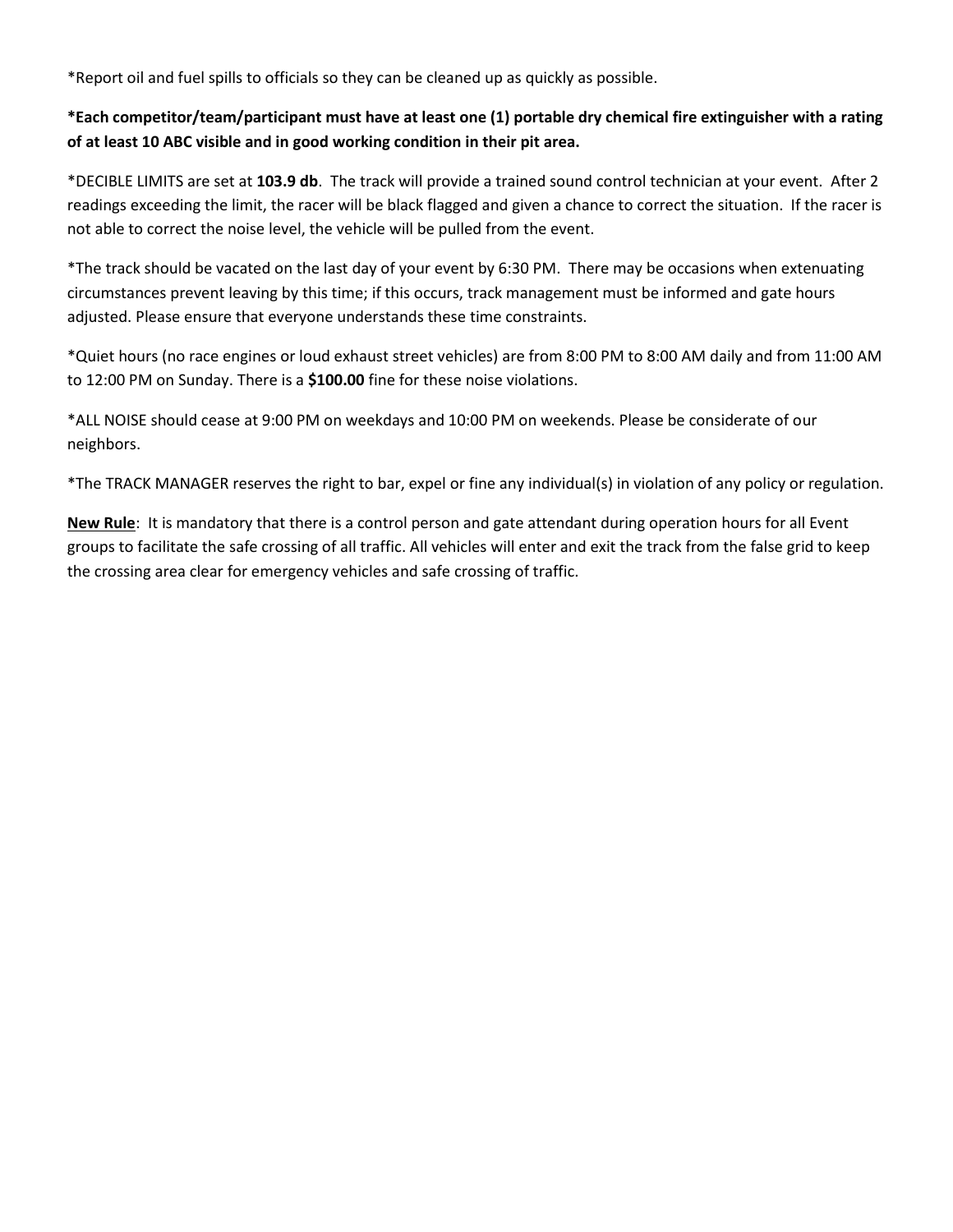*Report oil and fuel spills to officials so they can be cleaned up as quickly as possible.

**\*Each competitor/team/participant must have at least one (1) portable dry chemical fire extinguisher with a rating of at least 10 ABC visible and in good working condition in their pit area.**

*DECIBLE LIMITS are set at **103.9 db**. The track will provide a trained sound control technician at your event. After 2 readings exceeding the limit, the racer will be black flagged and given a chance to correct the situation. If the racer is not able to correct the noise level, the vehicle will be pulled from the event.

*The track should be vacated on the last day of your event by 6:30 PM. There may be occasions when extenuating circumstances prevent leaving by this time; if this occurs, track management must be informed and gate hours adjusted. Please ensure that everyone understands these time constraints.

*Quiet hours (no race engines or loud exhaust street vehicles) are from 8:00 PM to 8:00 AM daily and from 11:00 AM to 12:00 PM on Sunday. There is a **$100.00** fine for these noise violations.

*ALL NOISE should cease at 9:00 PM on weekdays and 10:00 PM on weekends. Please be considerate of our neighbors.

*The TRACK MANAGER reserves the right to bar, expel or fine any individual(s) in violation of any policy or regulation.

**<u>New Rule</u>**: It is mandatory that there is a control person and gate attendant during operation hours for all Event groups to facilitate the safe crossing of all traffic. All vehicles will enter and exit the track from the false grid to keep the crossing area clear for emergency vehicles and safe crossing of traffic.